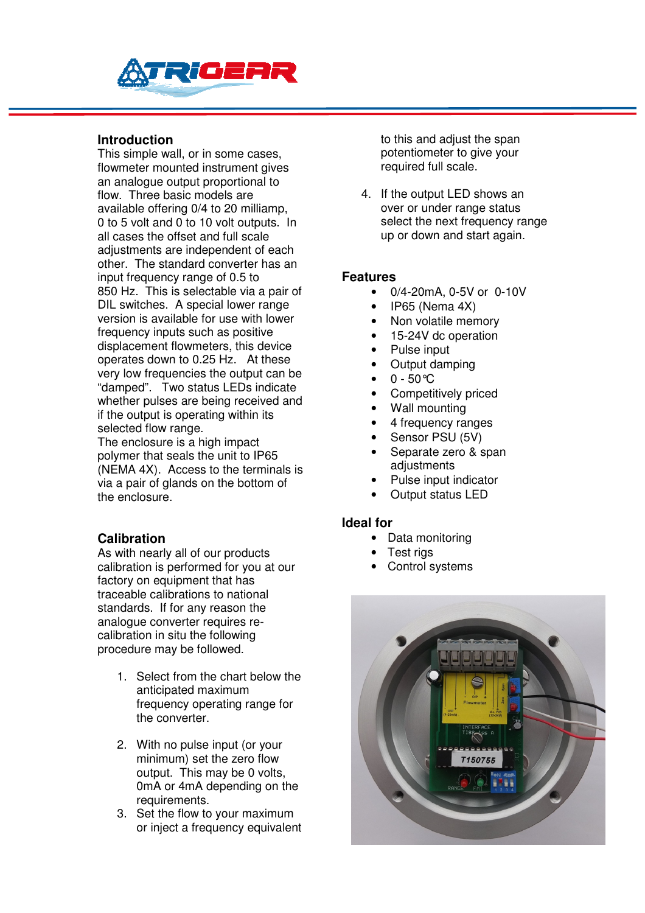## Introduction

This simple wall, or in some cases, flowmeter mounted instrument gives an analogue output proportional to flow. Three basic models are available offering 0/4 to 20 milliamp, 0 to 5 volt and 0 to 10 volt outputs. In all cases the offset and full scale adjustments are independent of each other. The standard converter has an input frequency range of 0.5 to 850 Hz. This is selectable via a pair of DIL switches. A special lower range version is available for use with lower frequency inputs such as positive displacement flowmeters, this device operates down to 0.25 Hz. At these very low frequencies the output can be "damped". Two status LEDs indicate whether pulses are being received and if the output is operating within its selected flow range.

The enclosure is a high impact polymer that seals the unit to IP65 (NEMA 4X). Access to the terminals is via a pair of glands on the bottom of the enclosure.

## Calibration

As with nearly all of our products calibration is performed for you at our factory on equipment that has traceable calibrations to national standards. If for any reason the analogue converter requires re-calibration in situ the following procedure may be followed.

1. Select from the chart below the anticipated maximum frequency operating range for the converter.
2. With no pulse input (or your minimum) set the zero flow output. This may be 0 volts, 0mA or 4mA depending on the requirements.
3. Set the flow to your maximum or inject a frequency equivalent to this and adjust the span potentiometer to give your required full scale.
4. If the output LED shows an over or under range status select the next frequency range up or down and start again.

## Features

- 0/4-20mA, 0-5V or 0-10V
- IP65 (Nema 4X)
- Non volatile memory
- 15-24V dc operation
- Pulse input
- Output damping
- 0 - 50°C
- Competitively priced
- Wall mounting
- 4 frequency ranges
- Sensor PSU (5V)
- Separate zero & span adjustments
- Pulse input indicator
- Output status LED

## Ideal for

- Data monitoring
- Test rigs
- Control systems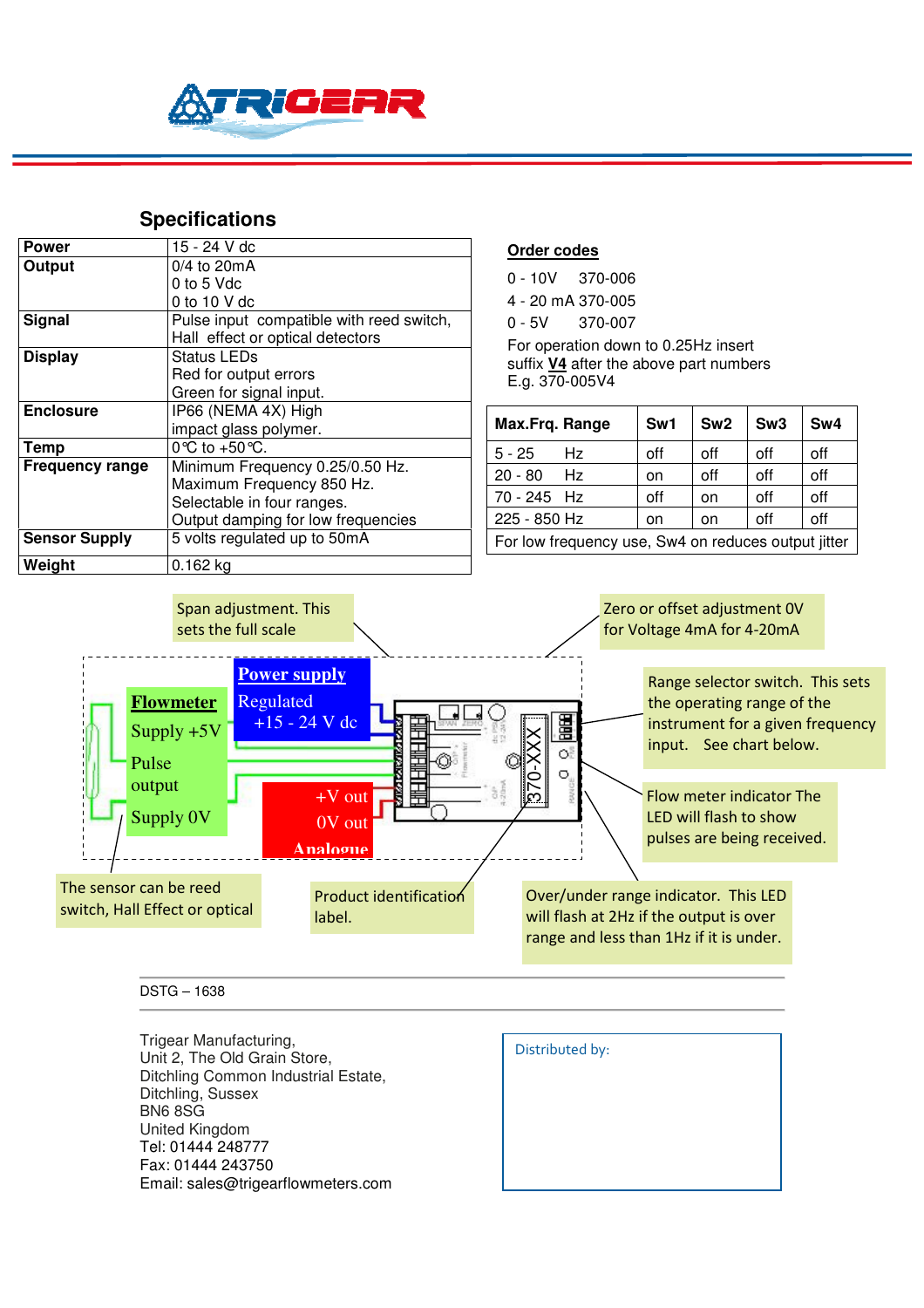## Specifications

| | |
|---|---|
| **Power** | 15 - 24 V dc |
| **Output** | 0/4 to 20mA<br>0 to 5 Vdc<br>0 to 10 V dc |
| **Signal** | Pulse input compatible with reed switch, Hall effect or optical detectors |
| **Display** | Status LEDs<br>Red for output errors<br>Green for signal input. |
| **Enclosure** | IP66 (NEMA 4X) High impact glass polymer. |
| **Temp** | 0°C to +50°C. |
| **Frequency range** | Minimum Frequency 0.25/0.50 Hz.<br>Maximum Frequency 850 Hz.<br>Selectable in four ranges.<br>Output damping for low frequencies |
| **Sensor Supply** | 5 volts regulated up to 50mA |
| **Weight** | 0.162 kg |

**Order codes**

0 - 10V 370-006

4 - 20 mA 370-005

0 - 5V 370-007

For operation down to 0.25Hz insert suffix **V4** after the above part numbers

E.g. 370-005V4

| Max.Frq. Range | Sw1 | Sw2 | Sw3 | Sw4 |
|---|---|---|---|---|
| 5 - 25 Hz | off | off | off | off |
| 20 - 80 Hz | on | off | off | off |
| 70 - 245 Hz | off | on | off | off |
| 225 - 850 Hz | on | on | off | off |
| For low frequency use, Sw4 on reduces output jitter | | | | |

Span adjustment. This sets the full scale

Zero or offset adjustment 0V for Voltage 4mA for 4-20mA

Power supply

Regulated +15 - 24 V dc

Flowmeter

Supply +5V

Pulse output

Supply 0V

+V out

0V out

Analogue

370-XXX

Range selector switch. This sets the operating range of the instrument for a given frequency input. See chart below.

Flow meter indicator The LED will flash to show pulses are being received.

The sensor can be reed switch, Hall Effect or optical

Product identification label.

Over/under range indicator. This LED will flash at 2Hz if the output is over range and less than 1Hz if it is under.

DSTG – 1638

Trigear Manufacturing,
Unit 2, The Old Grain Store,
Ditchling Common Industrial Estate,
Ditchling, Sussex
BN6 8SG
United Kingdom
Tel: 01444 248777
Fax: 01444 243750
Email: sales@trigearflowmeters.com

Distributed by: